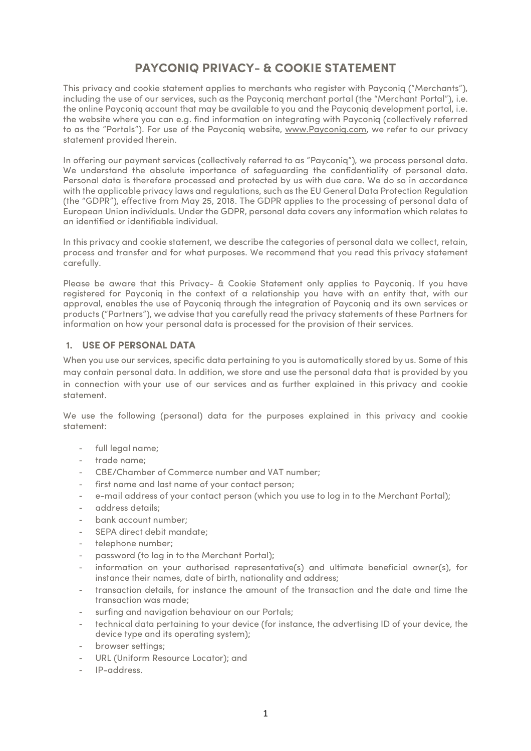# PAYCONIQ PRIVACY- & COOKIE STATEMENT

This privacy and cookie statement applies to merchants who register with Payconiq ("Merchants"), including the use of our services, such as the Payconiq merchant portal (the "Merchant Portal"), i.e. the online Payconiq account that may be available to you and the Payconiq development portal, i.e. the website where you can e.g. find information on integrating with Payconiq (collectively referred to as the "Portals"). For use of the Payconiq website, www.Payconiq.com, we refer to our privacy statement provided therein.

In offering our payment services (collectively referred to as "Payconiq"), we process personal data. We understand the absolute importance of safeguarding the confidentiality of personal data. Personal data is therefore processed and protected by us with due care. We do so in accordance with the applicable privacy laws and regulations, such as the EU General Data Protection Regulation (the "GDPR"), effective from May 25, 2018. The GDPR applies to the processing of personal data of European Union individuals. Under the GDPR, personal data covers any information which relates to an identified or identifiable individual.

In this privacy and cookie statement, we describe the categories of personal data we collect, retain, process and transfer and for what purposes. We recommend that you read this privacy statement carefully.

Please be aware that this Privacy- & Cookie Statement only applies to Payconiq. If you have registered for Payconiq in the context of a relationship you have with an entity that, with our approval, enables the use of Payconiq through the integration of Payconiq and its own services or products ("Partners"), we advise that you carefully read the privacy statements of these Partners for information on how your personal data is processed for the provision of their services.

## 1. USE OF PERSONAL DATA

When you use our services, specific data pertaining to you is automatically stored by us. Some of this may contain personal data. In addition, we store and use the personal data that is provided by you in connection with your use of our services and as further explained in this privacy and cookie statement.

We use the following (personal) data for the purposes explained in this privacy and cookie statement:

- full legal name;
- trade name;
- CBE/Chamber of Commerce number and VAT number;
- first name and last name of your contact person;
- e-mail address of your contact person (which you use to log in to the Merchant Portal);
- address details;
- bank account number;
- SEPA direct debit mandate;
- telephone number;
- password (to log in to the Merchant Portal);
- information on your authorised representative(s) and ultimate beneficial owner(s), for instance their names, date of birth, nationality and address;
- transaction details, for instance the amount of the transaction and the date and time the transaction was made;
- surfing and navigation behaviour on our Portals;
- technical data pertaining to your device (for instance, the advertising ID of your device, the device type and its operating system);
- browser settings;
- URL (Uniform Resource Locator); and
- IP-address.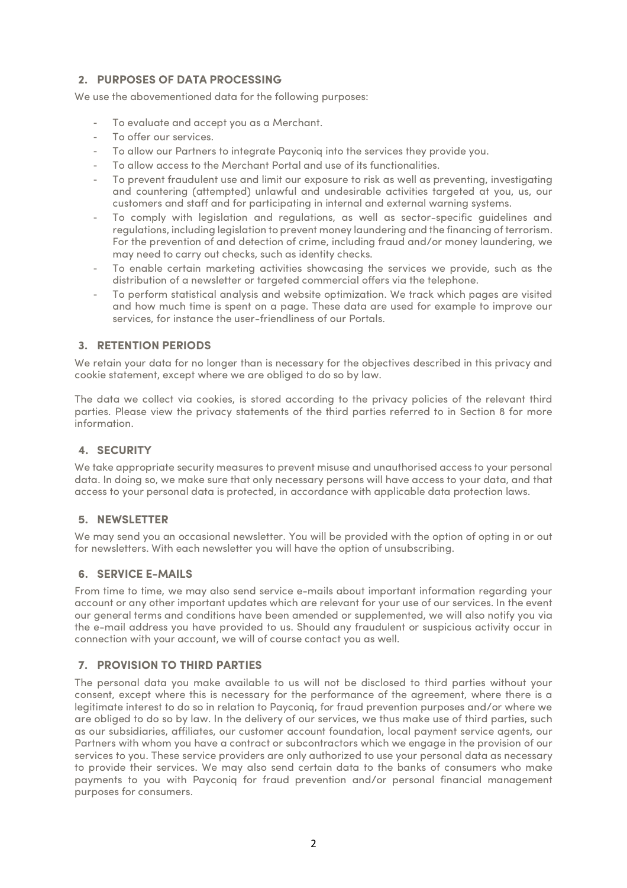## 2. PURPOSES OF DATA PROCESSING

We use the abovementioned data for the following purposes:

- To evaluate and accept you as a Merchant.
- To offer our services.
- To allow our Partners to integrate Payconiq into the services they provide you.
- To allow access to the Merchant Portal and use of its functionalities.
- To prevent fraudulent use and limit our exposure to risk as well as preventing, investigating and countering (attempted) unlawful and undesirable activities targeted at you, us, our customers and staff and for participating in internal and external warning systems.
- To comply with legislation and regulations, as well as sector-specific guidelines and regulations, including legislation to prevent money laundering and the financing of terrorism. For the prevention of and detection of crime, including fraud and/or money laundering, we may need to carry out checks, such as identity checks.
- To enable certain marketing activities showcasing the services we provide, such as the distribution of a newsletter or targeted commercial offers via the telephone.
- To perform statistical analysis and website optimization. We track which pages are visited and how much time is spent on a page. These data are used for example to improve our services, for instance the user-friendliness of our Portals.

## 3. RETENTION PERIODS

We retain your data for no longer than is necessary for the objectives described in this privacy and cookie statement, except where we are obliged to do so by law.

The data we collect via cookies, is stored according to the privacy policies of the relevant third parties. Please view the privacy statements of the third parties referred to in Section 8 for more information.

## 4. SECURITY

We take appropriate security measures to prevent misuse and unauthorised access to your personal data. In doing so, we make sure that only necessary persons will have access to your data, and that access to your personal data is protected, in accordance with applicable data protection laws.

## 5. NEWSLETTER

We may send you an occasional newsletter. You will be provided with the option of opting in or out for newsletters. With each newsletter you will have the option of unsubscribing.

## 6. SERVICE E-MAILS

From time to time, we may also send service e-mails about important information regarding your account or any other important updates which are relevant for your use of our services. In the event our general terms and conditions have been amended or supplemented, we will also notify you via the e-mail address you have provided to us. Should any fraudulent or suspicious activity occur in connection with your account, we will of course contact you as well.

## 7. PROVISION TO THIRD PARTIES

The personal data you make available to us will not be disclosed to third parties without your consent, except where this is necessary for the performance of the agreement, where there is a legitimate interest to do so in relation to Payconiq, for fraud prevention purposes and/or where we are obliged to do so by law. In the delivery of our services, we thus make use of third parties, such as our subsidiaries, affiliates, our customer account foundation, local payment service agents, our Partners with whom you have a contract or subcontractors which we engage in the provision of our services to you. These service providers are only authorized to use your personal data as necessary to provide their services. We may also send certain data to the banks of consumers who make payments to you with Payconiq for fraud prevention and/or personal financial management purposes for consumers.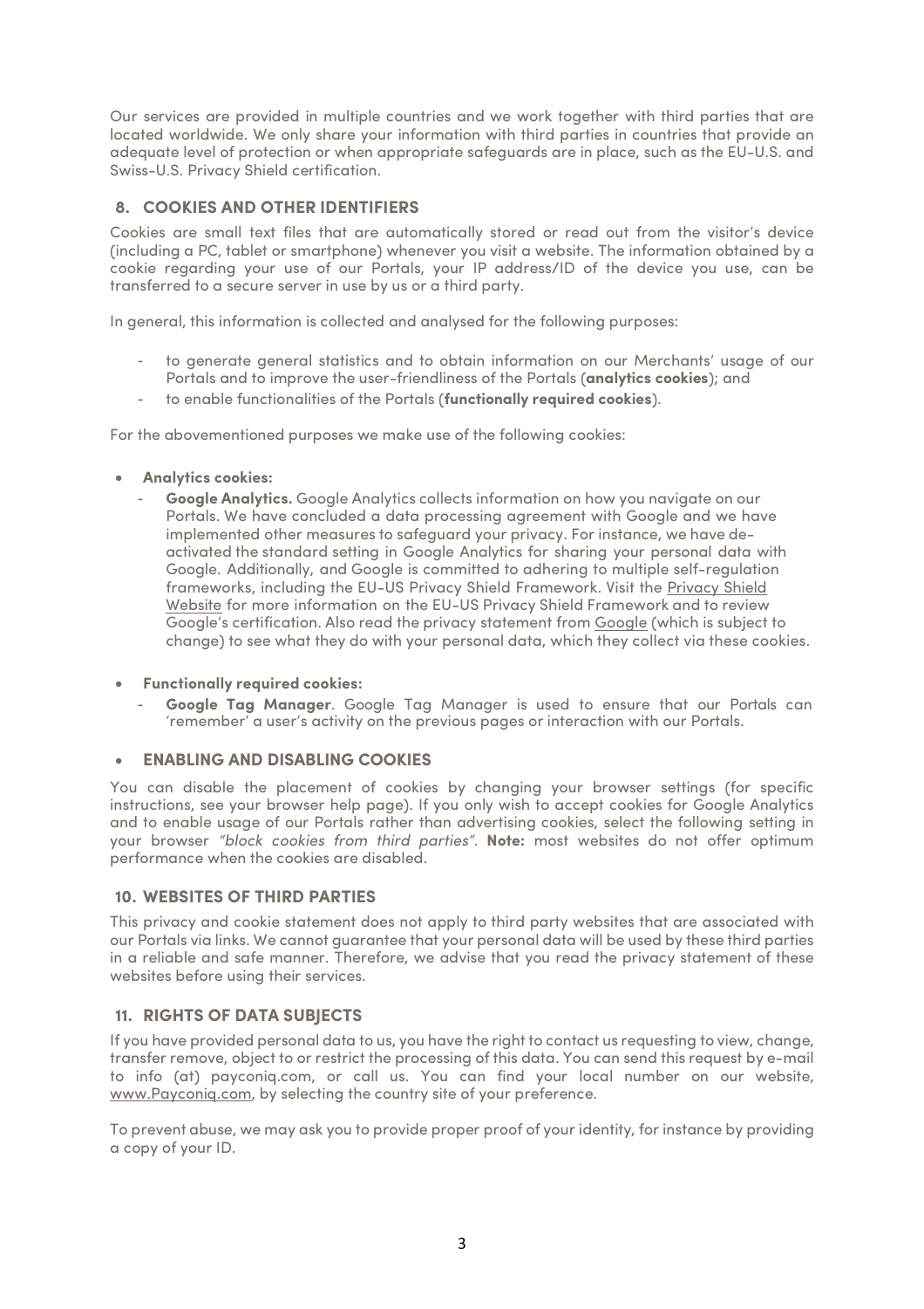Our services are provided in multiple countries and we work together with third parties that are located worldwide. We only share your information with third parties in countries that provide an adequate level of protection or when appropriate safeguards are in place, such as the EU-U.S. and Swiss-U.S. Privacy Shield certification.

## 8. COOKIES AND OTHER IDENTIFIERS

Cookies are small text files that are automatically stored or read out from the visitor's device (including a PC, tablet or smartphone) whenever you visit a website. The information obtained by a cookie regarding your use of our Portals, your IP address/ID of the device you use, can be transferred to a secure server in use by us or a third party.

In general, this information is collected and analysed for the following purposes:

- to generate general statistics and to obtain information on our Merchants' usage of our Portals and to improve the user-friendliness of the Portals (**analytics cookies**); and
- to enable functionalities of the Portals (**functionally required cookies**).

For the abovementioned purposes we make use of the following cookies:

- **Analytics cookies:**
  - **Google Analytics.** Google Analytics collects information on how you navigate on our Portals. We have concluded a data processing agreement with Google and we have implemented other measures to safeguard your privacy. For instance, we have de-activated the standard setting in Google Analytics for sharing your personal data with Google. Additionally, and Google is committed to adhering to multiple self-regulation frameworks, including the EU-US Privacy Shield Framework. Visit the Privacy Shield Website for more information on the EU-US Privacy Shield Framework and to review Google's certification. Also read the privacy statement from Google (which is subject to change) to see what they do with your personal data, which they collect via these cookies.

- **Functionally required cookies:**
  - **Google Tag Manager**. Google Tag Manager is used to ensure that our Portals can 'remember' a user's activity on the previous pages or interaction with our Portals.

## ENABLING AND DISABLING COOKIES

You can disable the placement of cookies by changing your browser settings (for specific instructions, see your browser help page). If you only wish to accept cookies for Google Analytics and to enable usage of our Portals rather than advertising cookies, select the following setting in your browser *"block cookies from third parties"*. **Note:** most websites do not offer optimum performance when the cookies are disabled.

## 10. WEBSITES OF THIRD PARTIES

This privacy and cookie statement does not apply to third party websites that are associated with our Portals via links. We cannot guarantee that your personal data will be used by these third parties in a reliable and safe manner. Therefore, we advise that you read the privacy statement of these websites before using their services.

## 11. RIGHTS OF DATA SUBJECTS

If you have provided personal data to us, you have the right to contact us requesting to view, change, transfer remove, object to or restrict the processing of this data. You can send this request by e-mail to info (at) payconiq.com, or call us. You can find your local number on our website, www.Payconiq.com, by selecting the country site of your preference.

To prevent abuse, we may ask you to provide proper proof of your identity, for instance by providing a copy of your ID.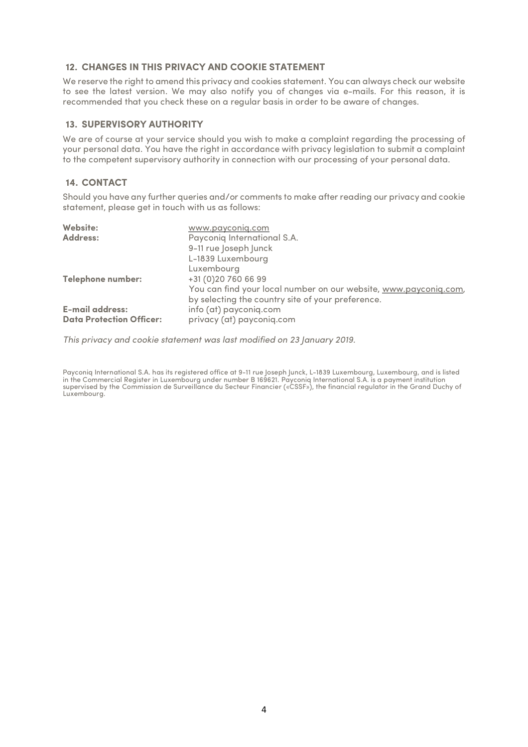## 12. CHANGES IN THIS PRIVACY AND COOKIE STATEMENT

We reserve the right to amend this privacy and cookies statement. You can always check our website to see the latest version. We may also notify you of changes via e-mails. For this reason, it is recommended that you check these on a regular basis in order to be aware of changes.

## 13. SUPERVISORY AUTHORITY

We are of course at your service should you wish to make a complaint regarding the processing of your personal data. You have the right in accordance with privacy legislation to submit a complaint to the competent supervisory authority in connection with our processing of your personal data.

## 14. CONTACT

Should you have any further queries and/or comments to make after reading our privacy and cookie statement, please get in touch with us as follows:

| | |
|---|---|
| **Website:** | www.payconiq.com |
| **Address:** | Payconiq International S.A.<br>9-11 rue Joseph Junck<br>L-1839 Luxembourg<br>Luxembourg |
| **Telephone number:** | +31 (0)20 760 66 99<br>You can find your local number on our website, www.payconiq.com, by selecting the country site of your preference. |
| **E-mail address:** | info (at) payconiq.com |
| **Data Protection Officer:** | privacy (at) payconiq.com |

*This privacy and cookie statement was last modified on 23 January 2019.*

Payconiq International S.A. has its registered office at 9-11 rue Joseph Junck, L-1839 Luxembourg, Luxembourg, and is listed in the Commercial Register in Luxembourg under number B 169621. Payconiq International S.A. is a payment institution supervised by the Commission de Surveillance du Secteur Financier («CSSF»), the financial regulator in the Grand Duchy of Luxembourg.